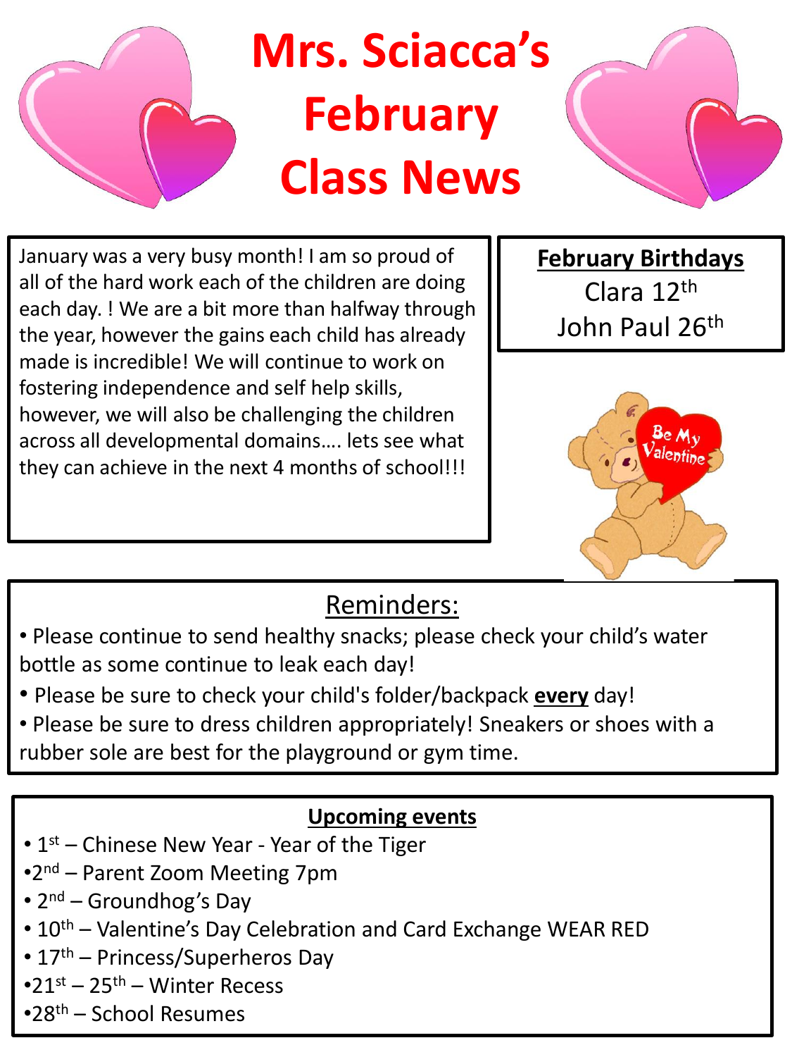# Mrs. Sciacca's February Class News

January was a very busy month! I am so proud of all of the hard work each of the children are doing each day. ! We are a bit more than halfway through the year, however the gains each child has already made is incredible! We will continue to work on fostering independence and self help skills, however, we will also be challenging the children across all developmental domains…. lets see what they can achieve in the next 4 months of school!!!

**February Birthdays**

Clara 12th

John Paul 26th

## Reminders:

- Please continue to send healthy snacks; please check your child's water bottle as some continue to leak each day!
- Please be sure to check your child's folder/backpack **every** day!
- Please be sure to dress children appropriately! Sneakers or shoes with a rubber sole are best for the playground or gym time.

**Upcoming events**

- 1st – Chinese New Year - Year of the Tiger
- 2nd – Parent Zoom Meeting 7pm
- 2nd – Groundhog's Day
- 10th – Valentine's Day Celebration and Card Exchange WEAR RED
- 17th – Princess/Superheros Day
- 21st – 25th – Winter Recess
- 28th – School Resumes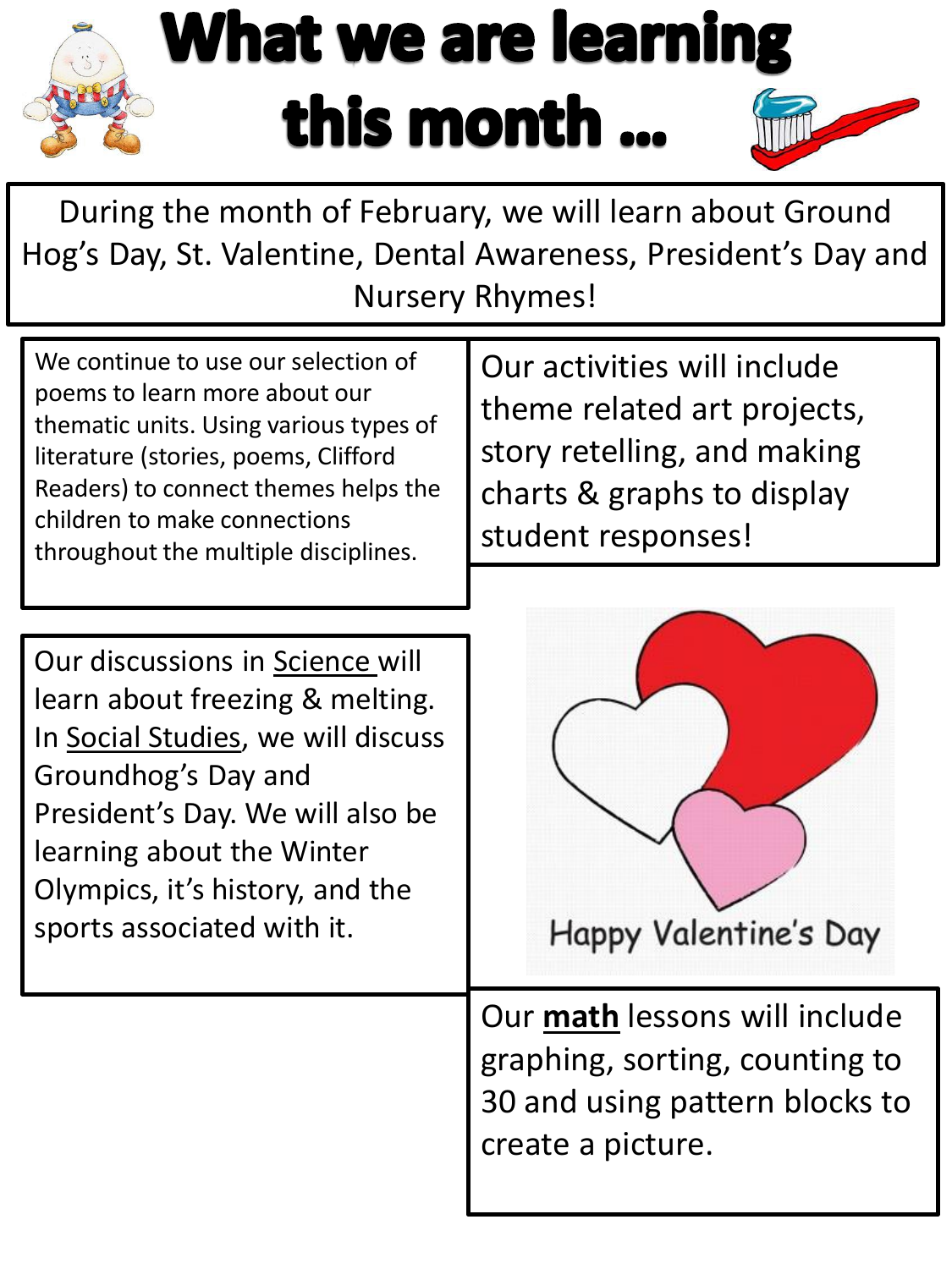# What we are learning this month …

During the month of February, we will learn about Ground Hog's Day, St. Valentine, Dental Awareness, President's Day and Nursery Rhymes!

We continue to use our selection of poems to learn more about our thematic units. Using various types of literature (stories, poems, Clifford Readers) to connect themes helps the children to make connections throughout the multiple disciplines.

Our activities will include theme related art projects, story retelling, and making charts & graphs to display student responses!

Our discussions in Science will learn about freezing & melting. In Social Studies, we will discuss Groundhog's Day and President's Day. We will also be learning about the Winter Olympics, it's history, and the sports associated with it.

Happy Valentine's Day

Our **math** lessons will include graphing, sorting, counting to 30 and using pattern blocks to create a picture.